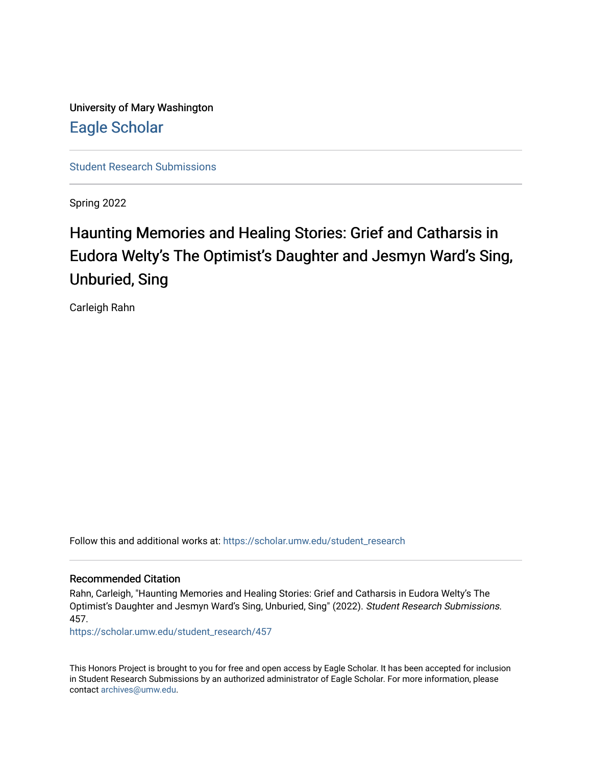University of Mary Washington

Eagle Scholar

Student Research Submissions

Spring 2022

# Haunting Memories and Healing Stories: Grief and Catharsis in Eudora Welty's The Optimist's Daughter and Jesmyn Ward's Sing, Unburied, Sing

Carleigh Rahn

Follow this and additional works at: https://scholar.umw.edu/student_research

## Recommended Citation

Rahn, Carleigh, "Haunting Memories and Healing Stories: Grief and Catharsis in Eudora Welty's The Optimist's Daughter and Jesmyn Ward's Sing, Unburied, Sing" (2022). *Student Research Submissions*. 457.
https://scholar.umw.edu/student_research/457

This Honors Project is brought to you for free and open access by Eagle Scholar. It has been accepted for inclusion in Student Research Submissions by an authorized administrator of Eagle Scholar. For more information, please contact archives@umw.edu.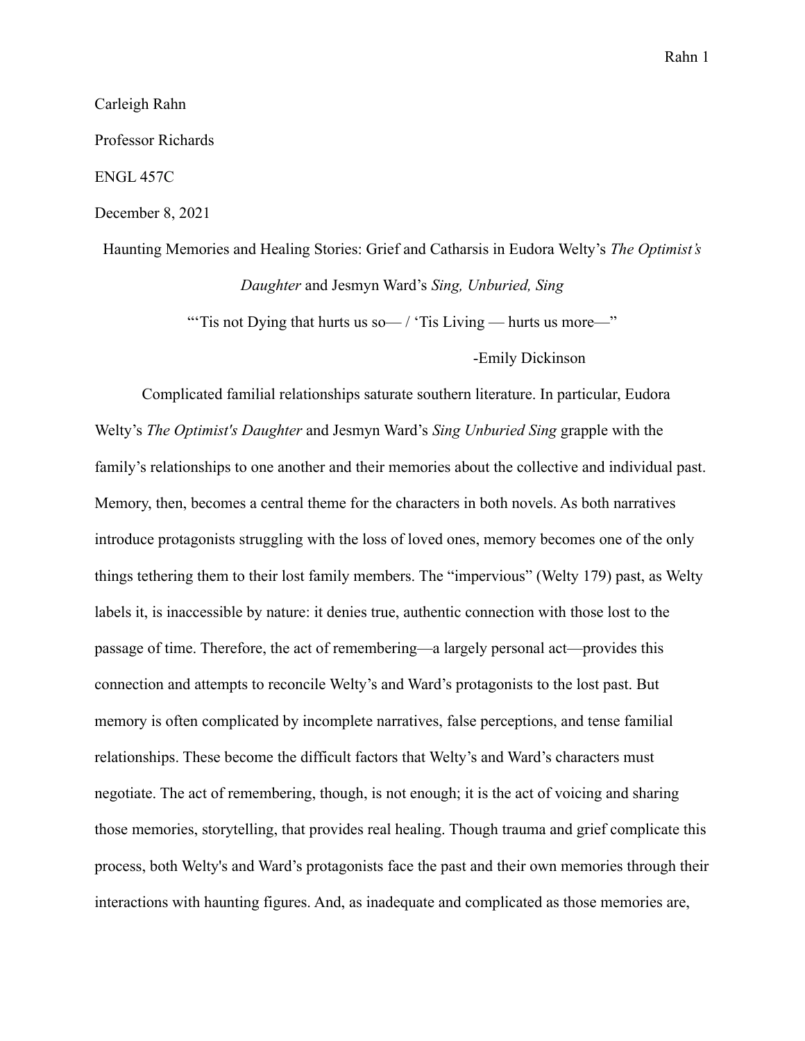Carleigh Rahn

Professor Richards

ENGL 457C

December 8, 2021

Haunting Memories and Healing Stories: Grief and Catharsis in Eudora Welty's *The Optimist's Daughter* and Jesmyn Ward's *Sing, Unburied, Sing*

"'Tis not Dying that hurts us so— / 'Tis Living — hurts us more—"

-Emily Dickinson

Complicated familial relationships saturate southern literature. In particular, Eudora Welty's *The Optimist's Daughter* and Jesmyn Ward's *Sing Unburied Sing* grapple with the family's relationships to one another and their memories about the collective and individual past. Memory, then, becomes a central theme for the characters in both novels. As both narratives introduce protagonists struggling with the loss of loved ones, memory becomes one of the only things tethering them to their lost family members. The "impervious" (Welty 179) past, as Welty labels it, is inaccessible by nature: it denies true, authentic connection with those lost to the passage of time. Therefore, the act of remembering—a largely personal act—provides this connection and attempts to reconcile Welty's and Ward's protagonists to the lost past. But memory is often complicated by incomplete narratives, false perceptions, and tense familial relationships. These become the difficult factors that Welty's and Ward's characters must negotiate. The act of remembering, though, is not enough; it is the act of voicing and sharing those memories, storytelling, that provides real healing. Though trauma and grief complicate this process, both Welty's and Ward's protagonists face the past and their own memories through their interactions with haunting figures. And, as inadequate and complicated as those memories are,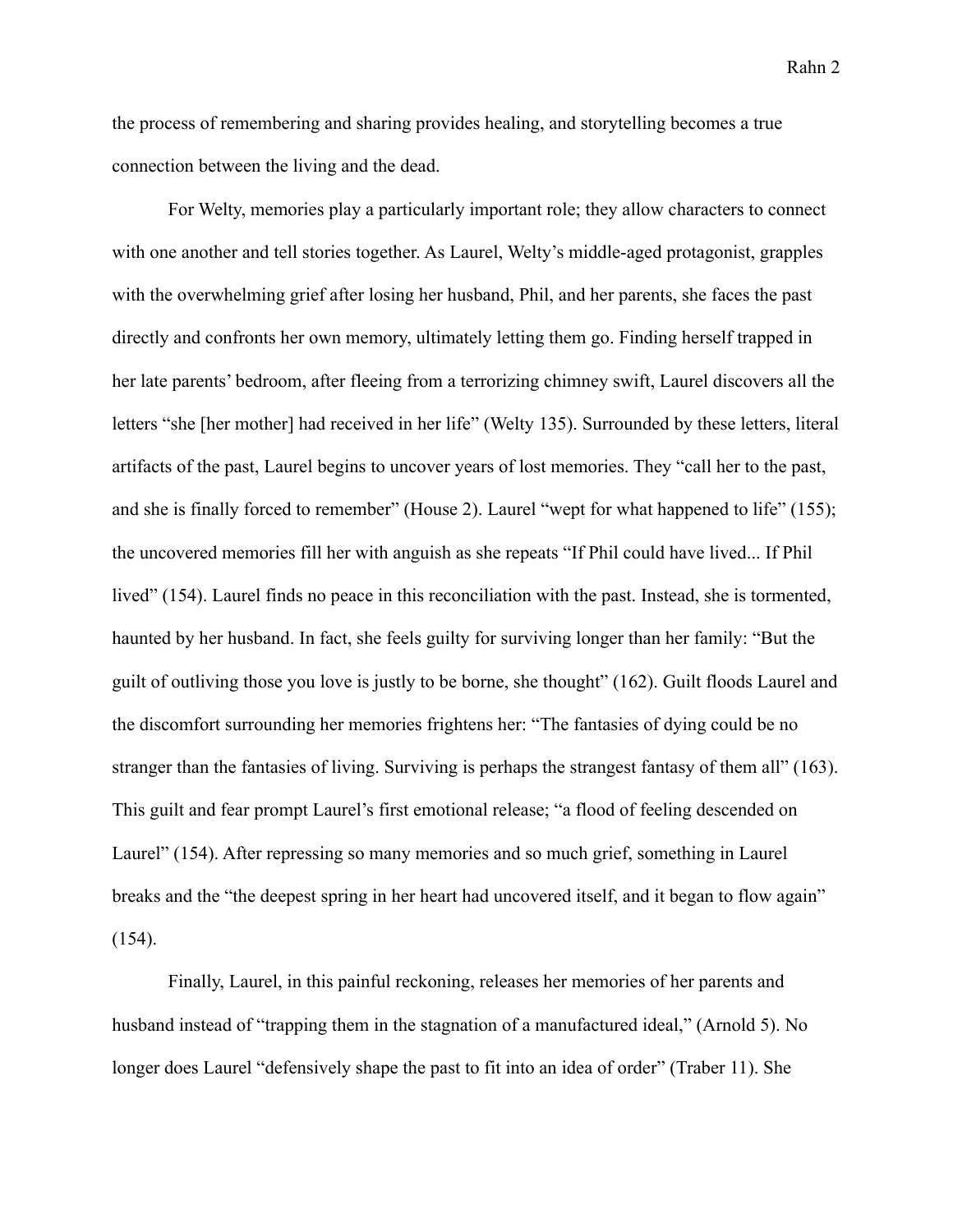the process of remembering and sharing provides healing, and storytelling becomes a true connection between the living and the dead.

For Welty, memories play a particularly important role; they allow characters to connect with one another and tell stories together. As Laurel, Welty's middle-aged protagonist, grapples with the overwhelming grief after losing her husband, Phil, and her parents, she faces the past directly and confronts her own memory, ultimately letting them go. Finding herself trapped in her late parents' bedroom, after fleeing from a terrorizing chimney swift, Laurel discovers all the letters "she [her mother] had received in her life" (Welty 135). Surrounded by these letters, literal artifacts of the past, Laurel begins to uncover years of lost memories. They "call her to the past, and she is finally forced to remember" (House 2). Laurel "wept for what happened to life" (155); the uncovered memories fill her with anguish as she repeats "If Phil could have lived... If Phil lived" (154). Laurel finds no peace in this reconciliation with the past. Instead, she is tormented, haunted by her husband. In fact, she feels guilty for surviving longer than her family: "But the guilt of outliving those you love is justly to be borne, she thought" (162). Guilt floods Laurel and the discomfort surrounding her memories frightens her: "The fantasies of dying could be no stranger than the fantasies of living. Surviving is perhaps the strangest fantasy of them all" (163). This guilt and fear prompt Laurel's first emotional release; "a flood of feeling descended on Laurel" (154). After repressing so many memories and so much grief, something in Laurel breaks and the "the deepest spring in her heart had uncovered itself, and it began to flow again" (154).

Finally, Laurel, in this painful reckoning, releases her memories of her parents and husband instead of "trapping them in the stagnation of a manufactured ideal," (Arnold 5). No longer does Laurel "defensively shape the past to fit into an idea of order" (Traber 11). She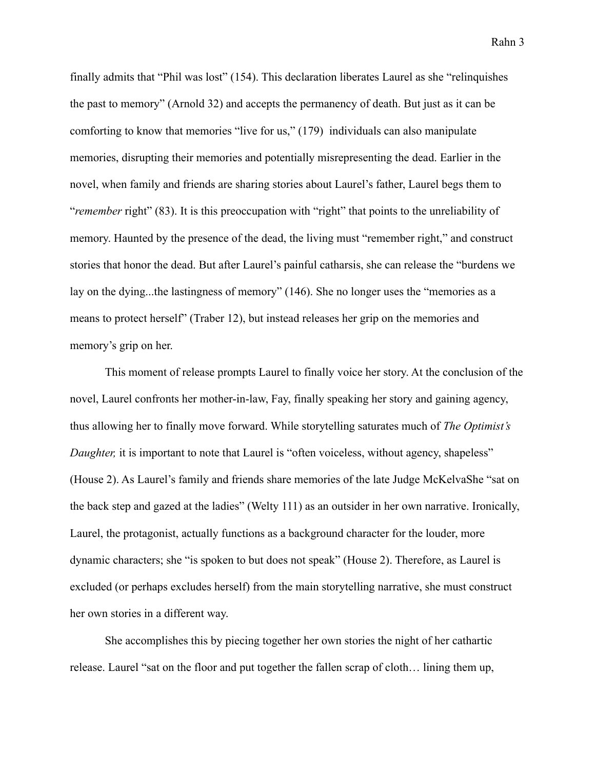finally admits that "Phil was lost" (154). This declaration liberates Laurel as she "relinquishes the past to memory" (Arnold 32) and accepts the permanency of death. But just as it can be comforting to know that memories "live for us," (179)  individuals can also manipulate memories, disrupting their memories and potentially misrepresenting the dead. Earlier in the novel, when family and friends are sharing stories about Laurel's father, Laurel begs them to "*remember* right" (83). It is this preoccupation with "right" that points to the unreliability of memory. Haunted by the presence of the dead, the living must "remember right," and construct stories that honor the dead. But after Laurel's painful catharsis, she can release the "burdens we lay on the dying...the lastingness of memory" (146). She no longer uses the "memories as a means to protect herself" (Traber 12), but instead releases her grip on the memories and memory's grip on her.

This moment of release prompts Laurel to finally voice her story. At the conclusion of the novel, Laurel confronts her mother-in-law, Fay, finally speaking her story and gaining agency, thus allowing her to finally move forward. While storytelling saturates much of *The Optimist's Daughter,* it is important to note that Laurel is "often voiceless, without agency, shapeless" (House 2). As Laurel's family and friends share memories of the late Judge McKelvaShe "sat on the back step and gazed at the ladies" (Welty 111) as an outsider in her own narrative. Ironically, Laurel, the protagonist, actually functions as a background character for the louder, more dynamic characters; she "is spoken to but does not speak" (House 2). Therefore, as Laurel is excluded (or perhaps excludes herself) from the main storytelling narrative, she must construct her own stories in a different way.

She accomplishes this by piecing together her own stories the night of her cathartic release. Laurel "sat on the floor and put together the fallen scrap of cloth… lining them up,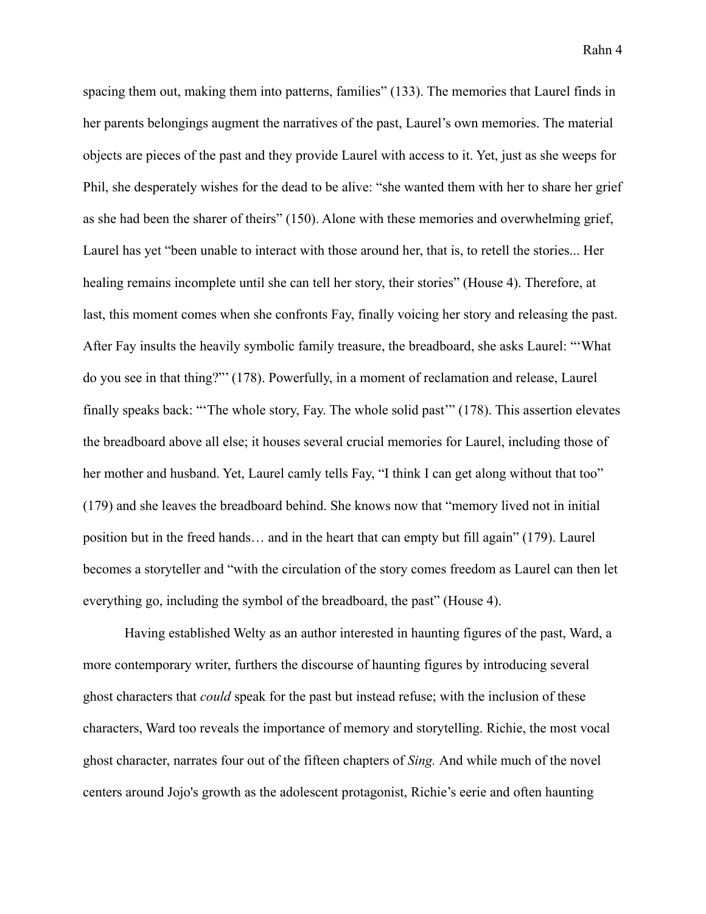spacing them out, making them into patterns, families" (133). The memories that Laurel finds in her parents belongings augment the narratives of the past, Laurel's own memories. The material objects are pieces of the past and they provide Laurel with access to it. Yet, just as she weeps for Phil, she desperately wishes for the dead to be alive: "she wanted them with her to share her grief as she had been the sharer of theirs" (150). Alone with these memories and overwhelming grief, Laurel has yet "been unable to interact with those around her, that is, to retell the stories... Her healing remains incomplete until she can tell her story, their stories" (House 4). Therefore, at last, this moment comes when she confronts Fay, finally voicing her story and releasing the past. After Fay insults the heavily symbolic family treasure, the breadboard, she asks Laurel: "'What do you see in that thing?"' (178). Powerfully, in a moment of reclamation and release, Laurel finally speaks back: "'The whole story, Fay. The whole solid past'" (178). This assertion elevates the breadboard above all else; it houses several crucial memories for Laurel, including those of her mother and husband. Yet, Laurel camly tells Fay, "I think I can get along without that too" (179) and she leaves the breadboard behind. She knows now that "memory lived not in initial position but in the freed hands… and in the heart that can empty but fill again" (179). Laurel becomes a storyteller and "with the circulation of the story comes freedom as Laurel can then let everything go, including the symbol of the breadboard, the past" (House 4).

Having established Welty as an author interested in haunting figures of the past, Ward, a more contemporary writer, furthers the discourse of haunting figures by introducing several ghost characters that *could* speak for the past but instead refuse; with the inclusion of these characters, Ward too reveals the importance of memory and storytelling. Richie, the most vocal ghost character, narrates four out of the fifteen chapters of *Sing.* And while much of the novel centers around Jojo's growth as the adolescent protagonist, Richie's eerie and often haunting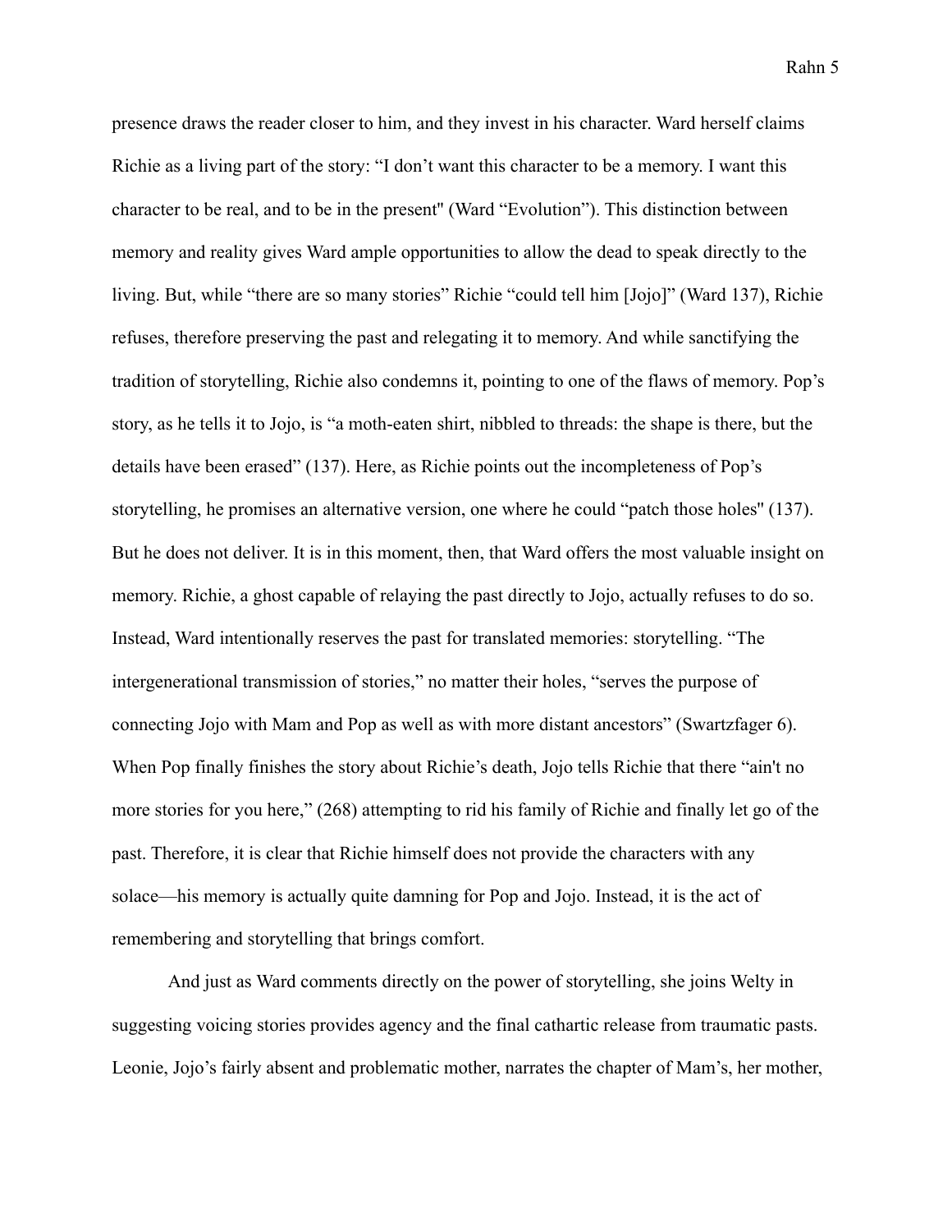presence draws the reader closer to him, and they invest in his character. Ward herself claims Richie as a living part of the story: "I don't want this character to be a memory. I want this character to be real, and to be in the present" (Ward "Evolution"). This distinction between memory and reality gives Ward ample opportunities to allow the dead to speak directly to the living. But, while "there are so many stories" Richie "could tell him [Jojo]" (Ward 137), Richie refuses, therefore preserving the past and relegating it to memory. And while sanctifying the tradition of storytelling, Richie also condemns it, pointing to one of the flaws of memory. Pop's story, as he tells it to Jojo, is "a moth-eaten shirt, nibbled to threads: the shape is there, but the details have been erased" (137). Here, as Richie points out the incompleteness of Pop's storytelling, he promises an alternative version, one where he could "patch those holes" (137). But he does not deliver. It is in this moment, then, that Ward offers the most valuable insight on memory. Richie, a ghost capable of relaying the past directly to Jojo, actually refuses to do so. Instead, Ward intentionally reserves the past for translated memories: storytelling. "The intergenerational transmission of stories," no matter their holes, "serves the purpose of connecting Jojo with Mam and Pop as well as with more distant ancestors" (Swartzfager 6). When Pop finally finishes the story about Richie's death, Jojo tells Richie that there "ain't no more stories for you here," (268) attempting to rid his family of Richie and finally let go of the past. Therefore, it is clear that Richie himself does not provide the characters with any solace—his memory is actually quite damning for Pop and Jojo. Instead, it is the act of remembering and storytelling that brings comfort.

And just as Ward comments directly on the power of storytelling, she joins Welty in suggesting voicing stories provides agency and the final cathartic release from traumatic pasts. Leonie, Jojo's fairly absent and problematic mother, narrates the chapter of Mam's, her mother,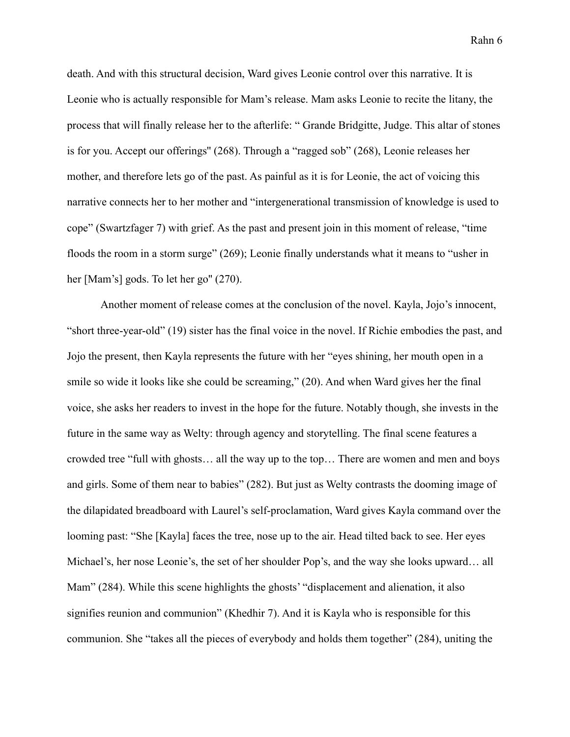death. And with this structural decision, Ward gives Leonie control over this narrative. It is Leonie who is actually responsible for Mam's release. Mam asks Leonie to recite the litany, the process that will finally release her to the afterlife: " Grande Bridgitte, Judge. This altar of stones is for you. Accept our offerings'' (268). Through a "ragged sob" (268), Leonie releases her mother, and therefore lets go of the past. As painful as it is for Leonie, the act of voicing this narrative connects her to her mother and "intergenerational transmission of knowledge is used to cope" (Swartzfager 7) with grief. As the past and present join in this moment of release, "time floods the room in a storm surge" (269); Leonie finally understands what it means to "usher in her [Mam's] gods. To let her go'' (270).

Another moment of release comes at the conclusion of the novel. Kayla, Jojo's innocent, "short three-year-old" (19) sister has the final voice in the novel. If Richie embodies the past, and Jojo the present, then Kayla represents the future with her "eyes shining, her mouth open in a smile so wide it looks like she could be screaming," (20). And when Ward gives her the final voice, she asks her readers to invest in the hope for the future. Notably though, she invests in the future in the same way as Welty: through agency and storytelling. The final scene features a crowded tree "full with ghosts… all the way up to the top… There are women and men and boys and girls. Some of them near to babies" (282). But just as Welty contrasts the dooming image of the dilapidated breadboard with Laurel's self-proclamation, Ward gives Kayla command over the looming past: "She [Kayla] faces the tree, nose up to the air. Head tilted back to see. Her eyes Michael's, her nose Leonie's, the set of her shoulder Pop's, and the way she looks upward… all Mam" (284). While this scene highlights the ghosts' "displacement and alienation, it also signifies reunion and communion" (Khedhir 7). And it is Kayla who is responsible for this communion. She "takes all the pieces of everybody and holds them together" (284), uniting the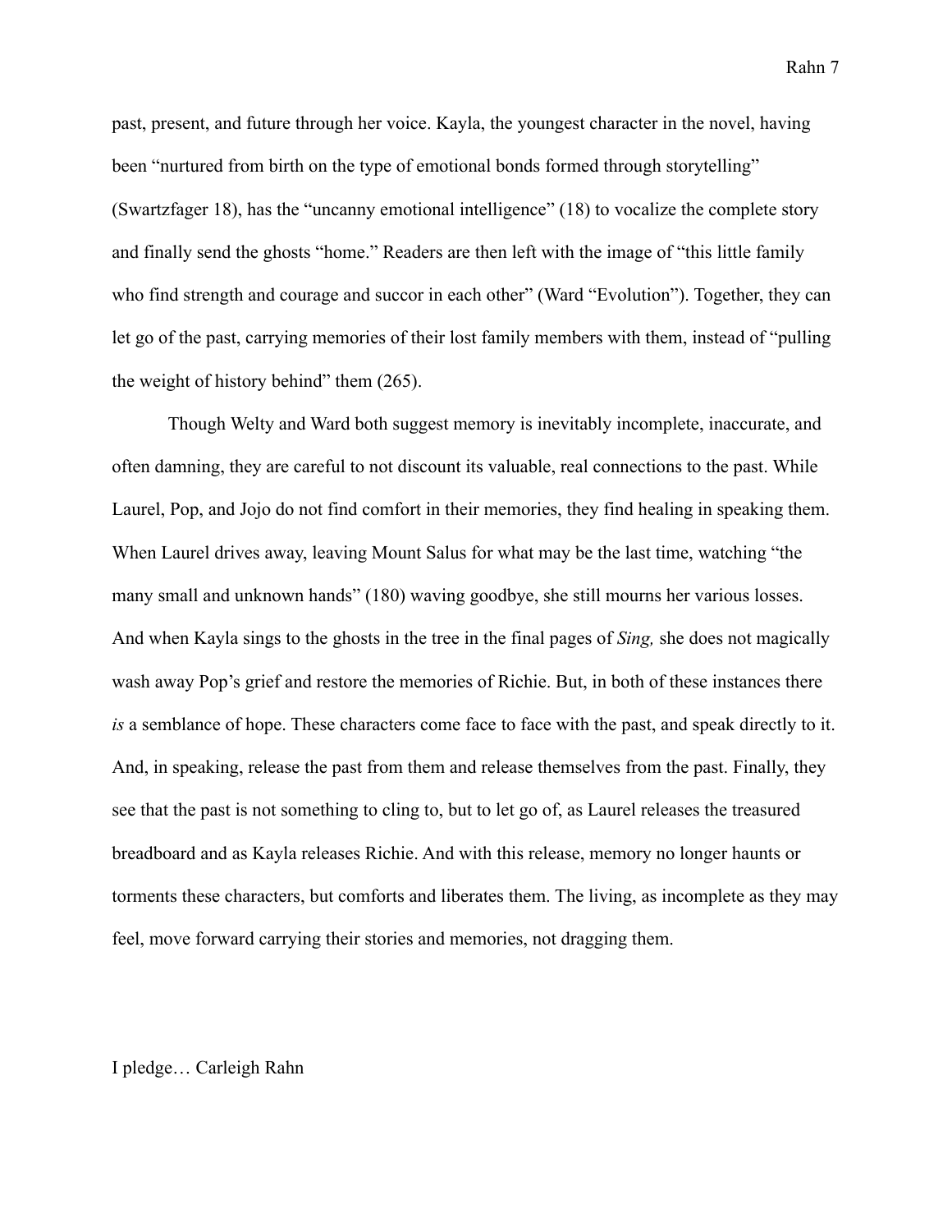past, present, and future through her voice. Kayla, the youngest character in the novel, having been "nurtured from birth on the type of emotional bonds formed through storytelling" (Swartzfager 18), has the "uncanny emotional intelligence" (18) to vocalize the complete story and finally send the ghosts "home." Readers are then left with the image of "this little family who find strength and courage and succor in each other" (Ward "Evolution"). Together, they can let go of the past, carrying memories of their lost family members with them, instead of "pulling the weight of history behind" them (265).

Though Welty and Ward both suggest memory is inevitably incomplete, inaccurate, and often damning, they are careful to not discount its valuable, real connections to the past. While Laurel, Pop, and Jojo do not find comfort in their memories, they find healing in speaking them. When Laurel drives away, leaving Mount Salus for what may be the last time, watching "the many small and unknown hands" (180) waving goodbye, she still mourns her various losses. And when Kayla sings to the ghosts in the tree in the final pages of *Sing,* she does not magically wash away Pop's grief and restore the memories of Richie. But, in both of these instances there *is* a semblance of hope. These characters come face to face with the past, and speak directly to it. And, in speaking, release the past from them and release themselves from the past. Finally, they see that the past is not something to cling to, but to let go of, as Laurel releases the treasured breadboard and as Kayla releases Richie. And with this release, memory no longer haunts or torments these characters, but comforts and liberates them. The living, as incomplete as they may feel, move forward carrying their stories and memories, not dragging them.

I pledge… Carleigh Rahn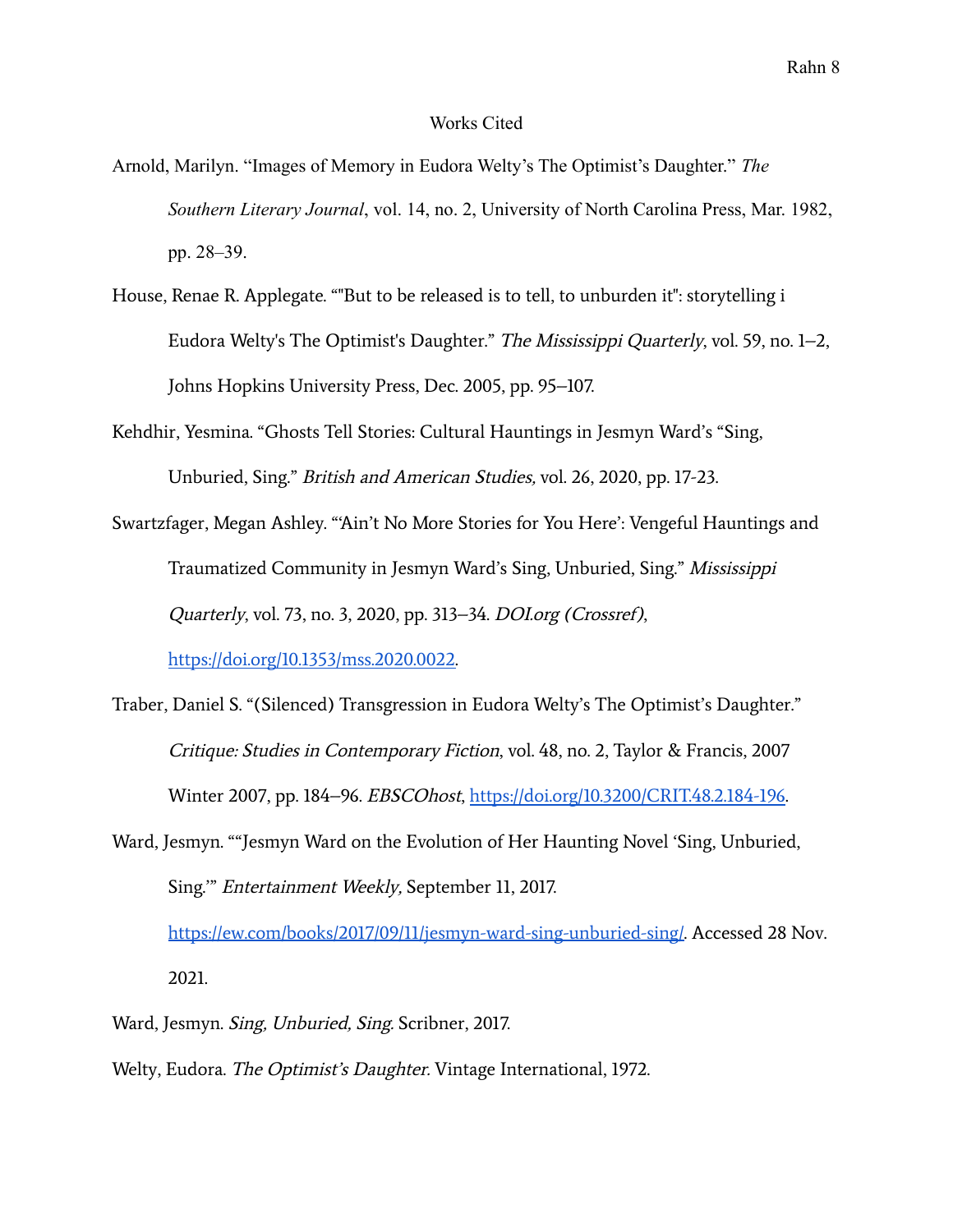# Works Cited

Arnold, Marilyn. "Images of Memory in Eudora Welty's The Optimist's Daughter." *The Southern Literary Journal*, vol. 14, no. 2, University of North Carolina Press, Mar. 1982, pp. 28–39.

House, Renae R. Applegate. ""But to be released is to tell, to unburden it": storytelling i Eudora Welty's The Optimist's Daughter." *The Mississippi Quarterly*, vol. 59, no. 1–2, Johns Hopkins University Press, Dec. 2005, pp. 95–107.

Kehdhir, Yesmina. "Ghosts Tell Stories: Cultural Hauntings in Jesmyn Ward's "Sing, Unburied, Sing." *British and American Studies,* vol. 26, 2020, pp. 17-23.

Swartzfager, Megan Ashley. "'Ain't No More Stories for You Here': Vengeful Hauntings and Traumatized Community in Jesmyn Ward's Sing, Unburied, Sing." *Mississippi Quarterly*, vol. 73, no. 3, 2020, pp. 313–34. *DOI.org (Crossref)*, https://doi.org/10.1353/mss.2020.0022.

Traber, Daniel S. "(Silenced) Transgression in Eudora Welty's The Optimist's Daughter." *Critique: Studies in Contemporary Fiction*, vol. 48, no. 2, Taylor & Francis, 2007 Winter 2007, pp. 184–96. *EBSCOhost*, https://doi.org/10.3200/CRIT.48.2.184-196.

Ward, Jesmyn. ""Jesmyn Ward on the Evolution of Her Haunting Novel 'Sing, Unburied, Sing.'" *Entertainment Weekly,* September 11, 2017. https://ew.com/books/2017/09/11/jesmyn-ward-sing-unburied-sing/. Accessed 28 Nov. 2021.

Ward, Jesmyn. *Sing, Unburied, Sing.* Scribner, 2017.

Welty, Eudora. *The Optimist's Daughter.* Vintage International, 1972.